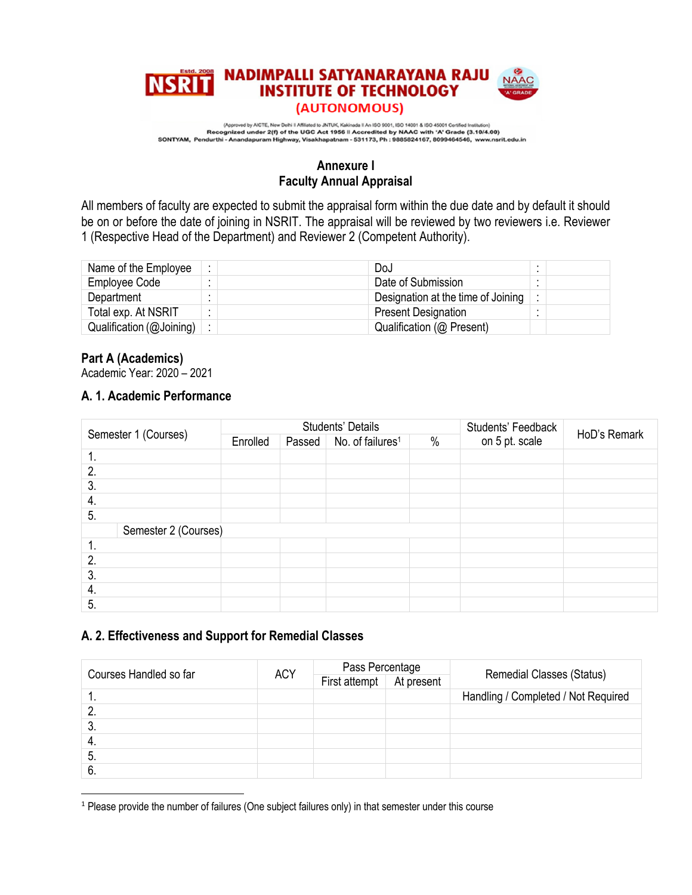# NADIMPALLI SATYANARAYANA RAJU INSTITUTE OF TECHNOLOGY

**(AUTONOMOUS)**

(Approved by AICTE, New Delhi || Affiliated to JNTUK, Kakinada || An ISO 9001, ISO 14001 & ISO 45001 Certified Institution)
**Recognized under 2(f) of the UGC Act 1956 || Accredited by NAAC with 'A' Grade (3.10/4.00)**
**SONTYAM, Pendurthi - Anandapuram Highway, Visakhapatnam - 531173, Ph : 9885824167, 8099464546, www.nsrit.edu.in**

## Annexure I
## Faculty Annual Appraisal

All members of faculty are expected to submit the appraisal form within the due date and by default it should be on or before the date of joining in NSRIT. The appraisal will be reviewed by two reviewers i.e. Reviewer 1 (Respective Head of the Department) and Reviewer 2 (Competent Authority).

| Name of the Employee | : | | DoJ | : | |
|---|---|---|---|---|---|
| Employee Code | : | | Date of Submission | : | |
| Department | : | | Designation at the time of Joining | : | |
| Total exp. At NSRIT | : | | Present Designation | : | |
| Qualification (@Joining) | : | | Qualification (@ Present) | | |

### Part A (Academics)

Academic Year: 2020 – 2021

### A. 1. Academic Performance

| Semester 1 (Courses) | Students' Details | | | | Students' Feedback on 5 pt. scale | HoD's Remark |
|---|---|---|---|---|---|---|
| | Enrolled | Passed | No. of failures[1] | % | | |
| 1. | | | | | | |
| 2. | | | | | | |
| 3. | | | | | | |
| 4. | | | | | | |
| 5. | | | | | | |
| Semester 2 (Courses) | | | | | | |
| 1. | | | | | | |
| 2. | | | | | | |
| 3. | | | | | | |
| 4. | | | | | | |
| 5. | | | | | | |

### A. 2. Effectiveness and Support for Remedial Classes

| Courses Handled so far | ACY | Pass Percentage | | Remedial Classes (Status) |
|---|---|---|---|---|
| | | First attempt | At present | |
| 1. | | | | Handling / Completed / Not Required |
| 2. | | | | |
| 3. | | | | |
| 4. | | | | |
| 5. | | | | |
| 6. | | | | |

---

[1] Please provide the number of failures (One subject failures only) in that semester under this course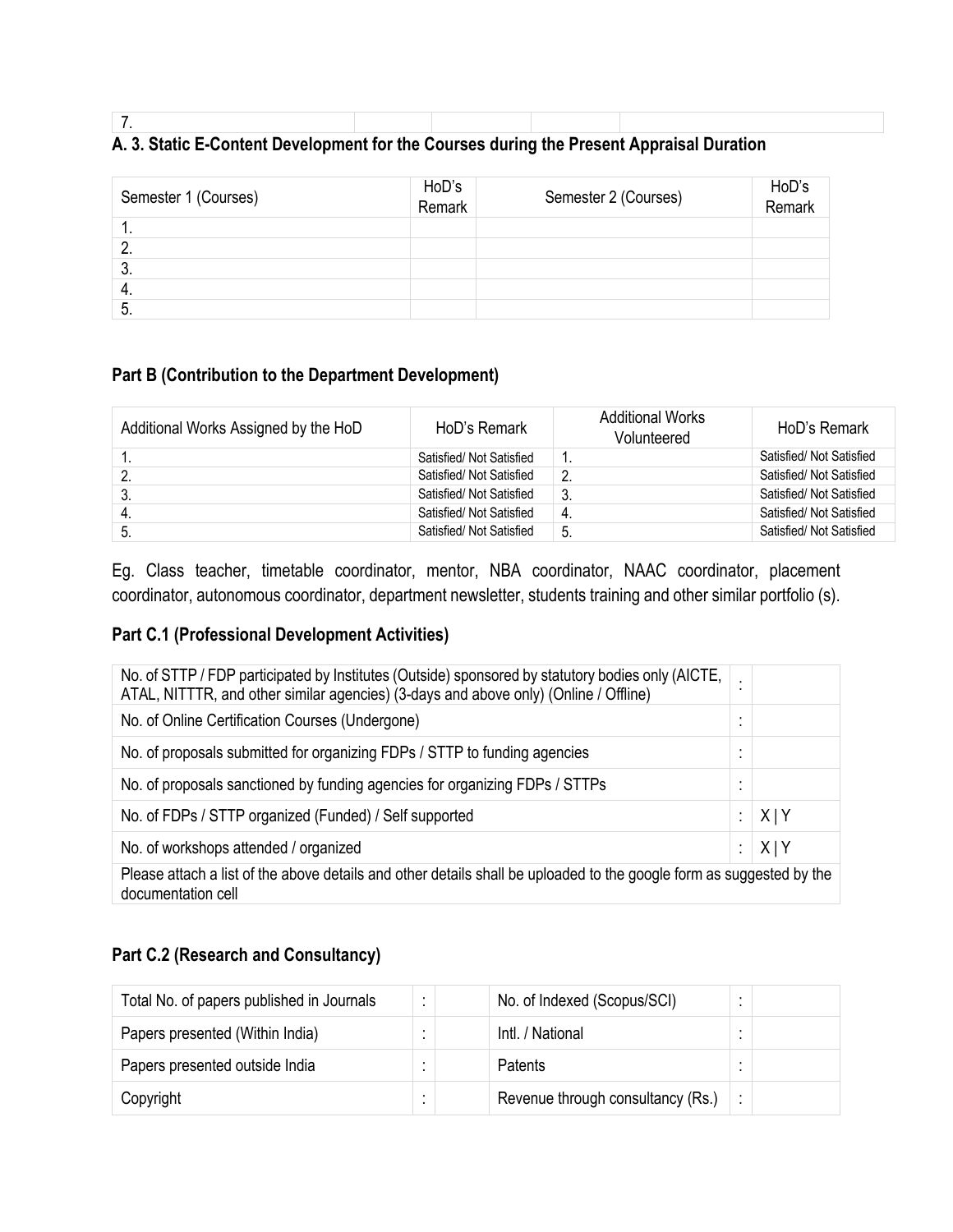| 7. | | | | |
|---|---|---|---|---|

### A. 3. Static E-Content Development for the Courses during the Present Appraisal Duration

| Semester 1 (Courses) | HoD's Remark | Semester 2 (Courses) | HoD's Remark |
|---|---|---|---|
| 1. | | | |
| 2. | | | |
| 3. | | | |
| 4. | | | |
| 5. | | | |

### Part B (Contribution to the Department Development)

| Additional Works Assigned by the HoD | HoD's Remark | Additional Works Volunteered | HoD's Remark |
|---|---|---|---|
| 1. | Satisfied/ Not Satisfied | 1. | Satisfied/ Not Satisfied |
| 2. | Satisfied/ Not Satisfied | 2. | Satisfied/ Not Satisfied |
| 3. | Satisfied/ Not Satisfied | 3. | Satisfied/ Not Satisfied |
| 4. | Satisfied/ Not Satisfied | 4. | Satisfied/ Not Satisfied |
| 5. | Satisfied/ Not Satisfied | 5. | Satisfied/ Not Satisfied |

Eg. Class teacher, timetable coordinator, mentor, NBA coordinator, NAAC coordinator, placement coordinator, autonomous coordinator, department newsletter, students training and other similar portfolio (s).

### Part C.1 (Professional Development Activities)

| | | |
|---|---|---|
| No. of STTP / FDP participated by Institutes (Outside) sponsored by statutory bodies only (AICTE, ATAL, NITTTR, and other similar agencies) (3-days and above only) (Online / Offline) | : | |
| No. of Online Certification Courses (Undergone) | : | |
| No. of proposals submitted for organizing FDPs / STTP to funding agencies | : | |
| No. of proposals sanctioned by funding agencies for organizing FDPs / STTPs | : | |
| No. of FDPs / STTP organized (Funded) / Self supported | : | X \| Y |
| No. of workshops attended / organized | : | X \| Y |
| Please attach a list of the above details and other details shall be uploaded to the google form as suggested by the documentation cell | | |

### Part C.2 (Research and Consultancy)

| | | | | | |
|---|---|---|---|---|---|
| Total No. of papers published in Journals | : | | No. of Indexed (Scopus/SCI) | : | |
| Papers presented (Within India) | : | | Intl. / National | : | |
| Papers presented outside India | : | | Patents | : | |
| Copyright | : | | Revenue through consultancy (Rs.) | : | |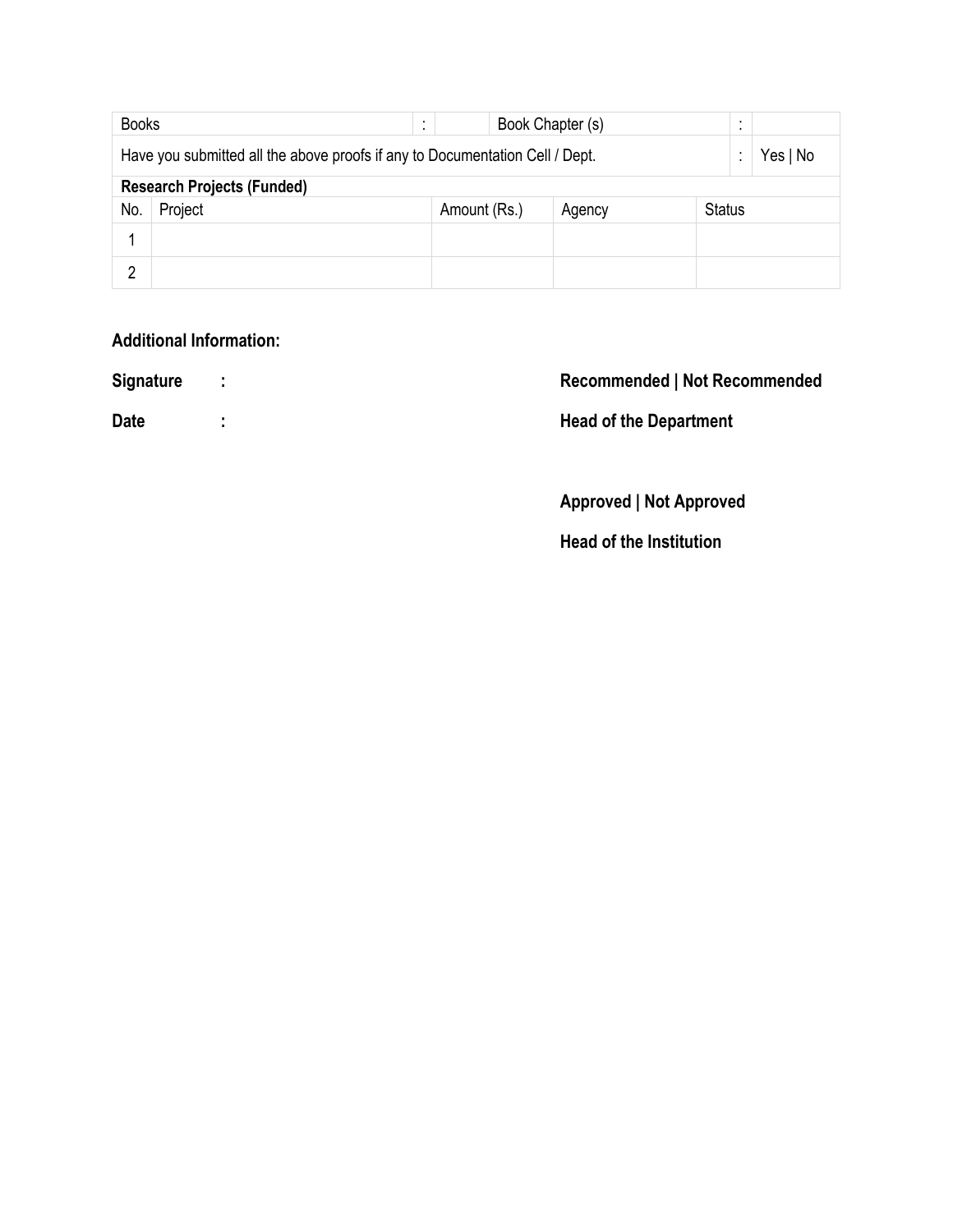| | | | | | |
|---|---|---|---|---|---|
| Books | : | | Book Chapter (s) | : | |
| Have you submitted all the above proofs if any to Documentation Cell / Dept. | | | | : | Yes \| No |

**Research Projects (Funded)**

| No. | Project | Amount (Rs.) | Agency | Status |
|---|---|---|---|---|
| 1 | | | | |
| 2 | | | | |

**Additional Information:**

**Signature :**

**Date :**

**Recommended | Not Recommended**

**Head of the Department**

**Approved | Not Approved**

**Head of the Institution**